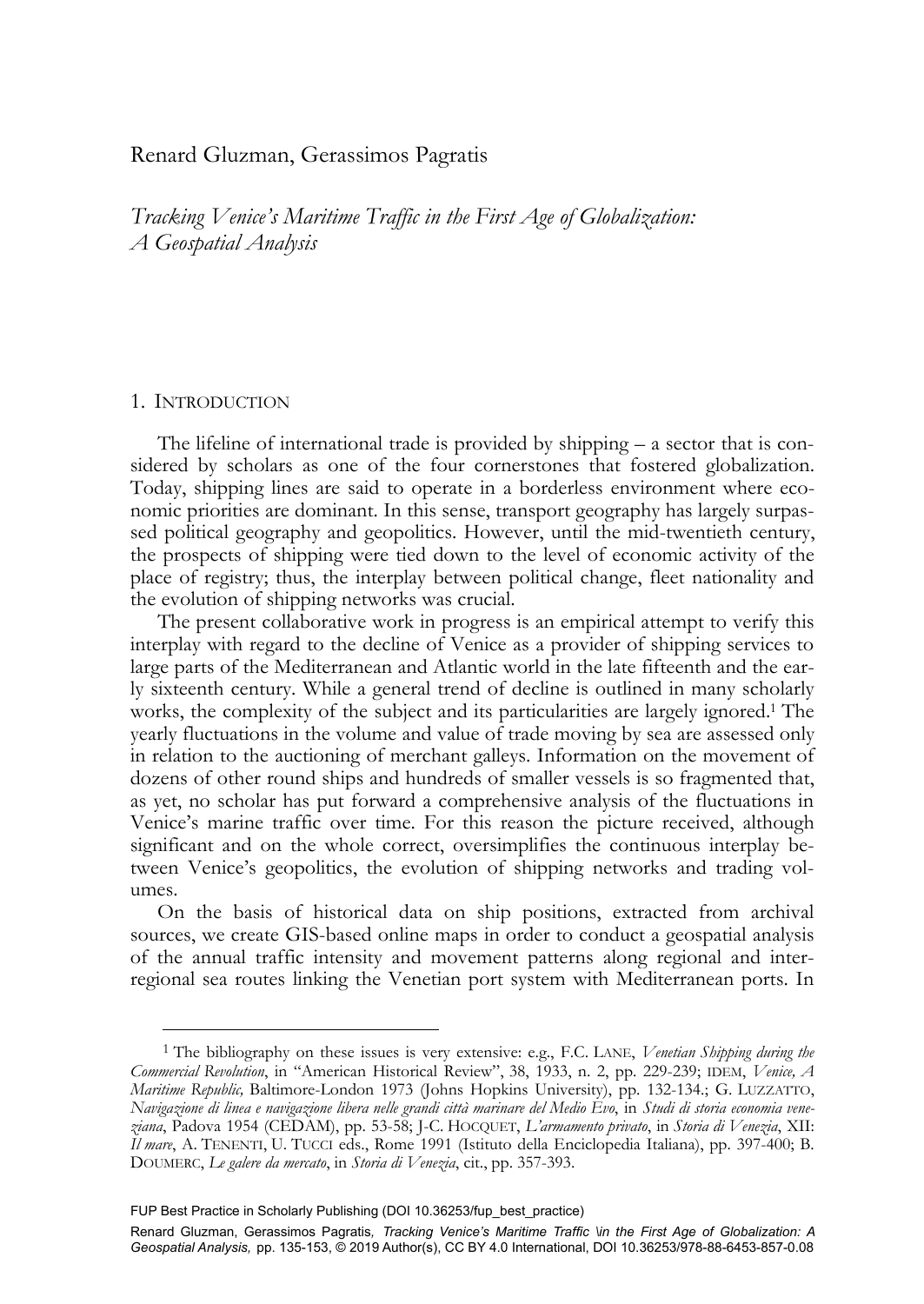Renard Gluzman, Gerassimos Pagratis

# *Tracking Venice's Maritime Traffic in the First Age of Globalization: A Geospatial Analysis*

## 1. Introduction

The lifeline of international trade is provided by shipping – a sector that is considered by scholars as one of the four cornerstones that fostered globalization. Today, shipping lines are said to operate in a borderless environment where economic priorities are dominant. In this sense, transport geography has largely surpassed political geography and geopolitics. However, until the mid-twentieth century, the prospects of shipping were tied down to the level of economic activity of the place of registry; thus, the interplay between political change, fleet nationality and the evolution of shipping networks was crucial.

The present collaborative work in progress is an empirical attempt to verify this interplay with regard to the decline of Venice as a provider of shipping services to large parts of the Mediterranean and Atlantic world in the late fifteenth and the early sixteenth century. While a general trend of decline is outlined in many scholarly works, the complexity of the subject and its particularities are largely ignored.[1] The yearly fluctuations in the volume and value of trade moving by sea are assessed only in relation to the auctioning of merchant galleys. Information on the movement of dozens of other round ships and hundreds of smaller vessels is so fragmented that, as yet, no scholar has put forward a comprehensive analysis of the fluctuations in Venice's marine traffic over time. For this reason the picture received, although significant and on the whole correct, oversimplifies the continuous interplay between Venice's geopolitics, the evolution of shipping networks and trading volumes.

On the basis of historical data on ship positions, extracted from archival sources, we create GIS-based online maps in order to conduct a geospatial analysis of the annual traffic intensity and movement patterns along regional and interregional sea routes linking the Venetian port system with Mediterranean ports. In

---

[1] The bibliography on these issues is very extensive: e.g., F.C. Lane, *Venetian Shipping during the Commercial Revolution*, in "American Historical Review", 38, 1933, n. 2, pp. 229-239; idem, *Venice, A Maritime Republic,* Baltimore-London 1973 (Johns Hopkins University), pp. 132-134.; G. Luzzatto, *Navigazione di linea e navigazione libera nelle grandi città marinare del Medio Evo*, in *Studi di storia economia veneziana*, Padova 1954 (CEDAM), pp. 53-58; J-C. Hocquet, *L'armamento privato*, in *Storia di Venezia*, XII: *Il mare*, A. Tenenti, U. Tucci eds., Rome 1991 (Istituto della Enciclopedia Italiana), pp. 397-400; B. Doumerc, *Le galere da mercato*, in *Storia di Venezia*, cit., pp. 357-393.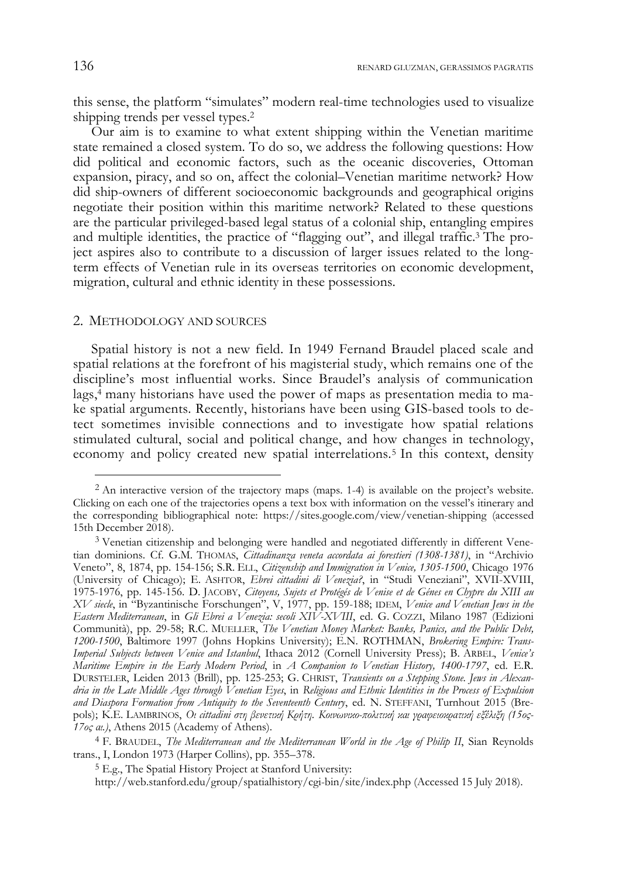this sense, the platform "simulates" modern real-time technologies used to visualize shipping trends per vessel types.[2]

Our aim is to examine to what extent shipping within the Venetian maritime state remained a closed system. To do so, we address the following questions: How did political and economic factors, such as the oceanic discoveries, Ottoman expansion, piracy, and so on, affect the colonial–Venetian maritime network? How did ship-owners of different socioeconomic backgrounds and geographical origins negotiate their position within this maritime network? Related to these questions are the particular privileged-based legal status of a colonial ship, entangling empires and multiple identities, the practice of "flagging out", and illegal traffic.[3] The project aspires also to contribute to a discussion of larger issues related to the long-term effects of Venetian rule in its overseas territories on economic development, migration, cultural and ethnic identity in these possessions.

## 2. Methodology and sources

Spatial history is not a new field. In 1949 Fernand Braudel placed scale and spatial relations at the forefront of his magisterial study, which remains one of the discipline's most influential works. Since Braudel's analysis of communication lags,[4] many historians have used the power of maps as presentation media to make spatial arguments. Recently, historians have been using GIS-based tools to detect sometimes invisible connections and to investigate how spatial relations stimulated cultural, social and political change, and how changes in technology, economy and policy created new spatial interrelations.[5] In this context, density

---

[2] An interactive version of the trajectory maps (maps. 1-4) is available on the project's website. Clicking on each one of the trajectories opens a text box with information on the vessel's itinerary and the corresponding bibliographical note: https://sites.google.com/view/venetian-shipping (accessed 15th December 2018).

[3] Venetian citizenship and belonging were handled and negotiated differently in different Venetian dominions. Cf. G.M. Thomas, *Cittadinanza veneta accordata ai forestieri (1308-1381)*, in "Archivio Veneto", 8, 1874, pp. 154-156; S.R. Ell, *Citizenship and Immigration in Venice, 1305-1500*, Chicago 1976 (University of Chicago); E. Ashtor, *Ebrei cittadini di Venezia?*, in "Studi Veneziani", XVII-XVIII, 1975-1976, pp. 145-156. D. Jacoby, *Citoyens, Sujets et Protégés de Venise et de Génes en Chypre du XIII au XV siecle*, in "Byzantinische Forschungen", V, 1977, pp. 159-188; Idem, *Venice and Venetian Jews in the Eastern Mediterranean*, in *Gli Ebrei a Venezia: secoli XIV-XVIII*, ed. G. Cozzi, Milano 1987 (Edizioni Communità), pp. 29-58; R.C. Mueller, *The Venetian Money Market: Banks, Panics, and the Public Debt, 1200-1500*, Baltimore 1997 (Johns Hopkins University); E.N. Rothman, *Brokering Empire: Trans-Imperial Subjects between Venice and Istanbul*, Ithaca 2012 (Cornell University Press); B. Arbel, *Venice's Maritime Empire in the Early Modern Period*, in *A Companion to Venetian History, 1400-1797*, ed. E.R. Dursteler, Leiden 2013 (Brill), pp. 125-253; G. Christ, *Transients on a Stepping Stone. Jews in Alexandria in the Late Middle Ages through Venetian Eyes*, in *Religious and Ethnic Identities in the Process of Expulsion and Diaspora Formation from Antiquity to the Seventeenth Century*, ed. N. Steffani, Turnhout 2015 (Brepols); K.E. Lambrinos, *Οι cittadini στη βενετική Κρήτη. Κοινωνικο-πολιτική και γραφειοκρατική εξέλιξη (15ος-17ος αι.)*, Athens 2015 (Academy of Athens).

[4] F. Braudel, *The Mediterranean and the Mediterranean World in the Age of Philip II*, Sian Reynolds trans., I, London 1973 (Harper Collins), pp. 355–378.

[5] E.g., The Spatial History Project at Stanford University: http://web.stanford.edu/group/spatialhistory/cgi-bin/site/index.php (Accessed 15 July 2018).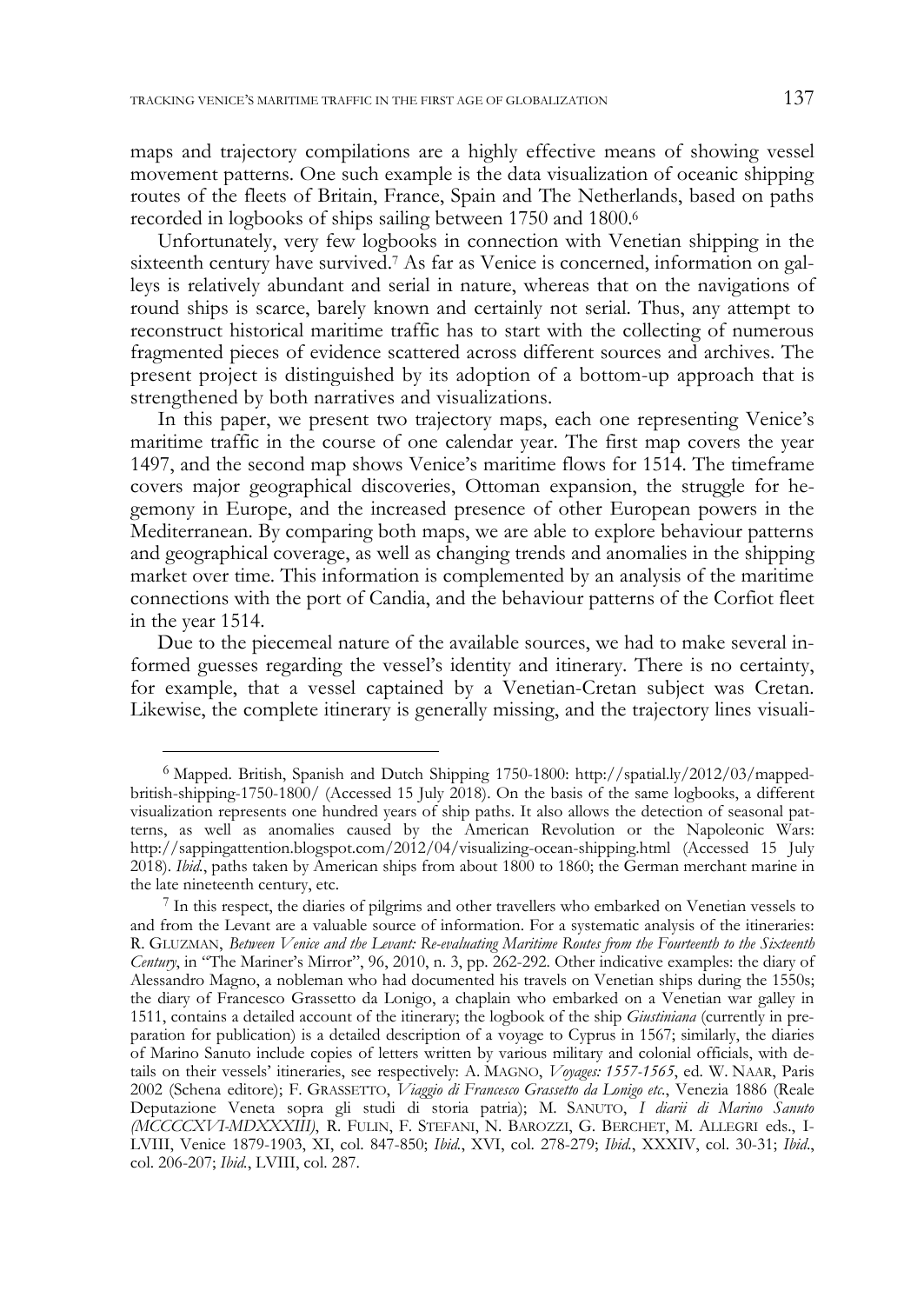maps and trajectory compilations are a highly effective means of showing vessel movement patterns. One such example is the data visualization of oceanic shipping routes of the fleets of Britain, France, Spain and The Netherlands, based on paths recorded in logbooks of ships sailing between 1750 and 1800.[6]

Unfortunately, very few logbooks in connection with Venetian shipping in the sixteenth century have survived.[7] As far as Venice is concerned, information on galleys is relatively abundant and serial in nature, whereas that on the navigations of round ships is scarce, barely known and certainly not serial. Thus, any attempt to reconstruct historical maritime traffic has to start with the collecting of numerous fragmented pieces of evidence scattered across different sources and archives. The present project is distinguished by its adoption of a bottom-up approach that is strengthened by both narratives and visualizations.

In this paper, we present two trajectory maps, each one representing Venice's maritime traffic in the course of one calendar year. The first map covers the year 1497, and the second map shows Venice's maritime flows for 1514. The timeframe covers major geographical discoveries, Ottoman expansion, the struggle for hegemony in Europe, and the increased presence of other European powers in the Mediterranean. By comparing both maps, we are able to explore behaviour patterns and geographical coverage, as well as changing trends and anomalies in the shipping market over time. This information is complemented by an analysis of the maritime connections with the port of Candia, and the behaviour patterns of the Corfiot fleet in the year 1514.

Due to the piecemeal nature of the available sources, we had to make several informed guesses regarding the vessel's identity and itinerary. There is no certainty, for example, that a vessel captained by a Venetian-Cretan subject was Cretan. Likewise, the complete itinerary is generally missing, and the trajectory lines visuali-

---

[6] Mapped. British, Spanish and Dutch Shipping 1750-1800: http://spatial.ly/2012/03/mapped-british-shipping-1750-1800/ (Accessed 15 July 2018). On the basis of the same logbooks, a different visualization represents one hundred years of ship paths. It also allows the detection of seasonal patterns, as well as anomalies caused by the American Revolution or the Napoleonic Wars: http://sappingattention.blogspot.com/2012/04/visualizing-ocean-shipping.html (Accessed 15 July 2018). *Ibid.*, paths taken by American ships from about 1800 to 1860; the German merchant marine in the late nineteenth century, etc.

[7] In this respect, the diaries of pilgrims and other travellers who embarked on Venetian vessels to and from the Levant are a valuable source of information. For a systematic analysis of the itineraries: R. GLUZMAN, *Between Venice and the Levant: Re-evaluating Maritime Routes from the Fourteenth to the Sixteenth Century*, in "The Mariner's Mirror", 96, 2010, n. 3, pp. 262-292. Other indicative examples: the diary of Alessandro Magno, a nobleman who had documented his travels on Venetian ships during the 1550s; the diary of Francesco Grassetto da Lonigo, a chaplain who embarked on a Venetian war galley in 1511, contains a detailed account of the itinerary; the logbook of the ship *Giustiniana* (currently in preparation for publication) is a detailed description of a voyage to Cyprus in 1567; similarly, the diaries of Marino Sanuto include copies of letters written by various military and colonial officials, with details on their vessels' itineraries, see respectively: A. MAGNO, *Voyages: 1557-1565*, ed. W. NAAR, Paris 2002 (Schena editore); F. GRASSETTO, *Viaggio di Francesco Grassetto da Lonigo etc.*, Venezia 1886 (Reale Deputazione Veneta sopra gli studi di storia patria); M. SANUTO, *I diarii di Marino Sanuto (MCCCCXVI-MDXXXIII)*, R. FULIN, F. STEFANI, N. BAROZZI, G. BERCHET, M. ALLEGRI eds., I-LVIII, Venice 1879-1903, XI, col. 847-850; *Ibid.*, XVI, col. 278-279; *Ibid.*, XXXIV, col. 30-31; *Ibid.*, col. 206-207; *Ibid.*, LVIII, col. 287.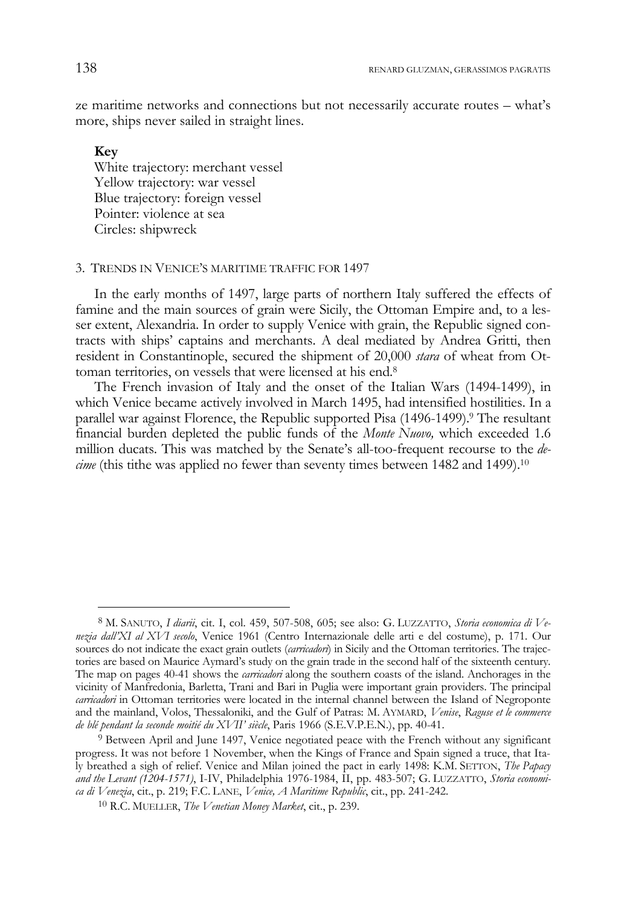ze maritime networks and connections but not necessarily accurate routes – what's more, ships never sailed in straight lines.

**Key**
White trajectory: merchant vessel
Yellow trajectory: war vessel
Blue trajectory: foreign vessel
Pointer: violence at sea
Circles: shipwreck

## 3. Trends in Venice's maritime traffic for 1497

In the early months of 1497, large parts of northern Italy suffered the effects of famine and the main sources of grain were Sicily, the Ottoman Empire and, to a lesser extent, Alexandria. In order to supply Venice with grain, the Republic signed contracts with ships' captains and merchants. A deal mediated by Andrea Gritti, then resident in Constantinople, secured the shipment of 20,000 *stara* of wheat from Ottoman territories, on vessels that were licensed at his end.[8]

The French invasion of Italy and the onset of the Italian Wars (1494-1499), in which Venice became actively involved in March 1495, had intensified hostilities. In a parallel war against Florence, the Republic supported Pisa (1496-1499).[9] The resultant financial burden depleted the public funds of the *Monte Nuovo,* which exceeded 1.6 million ducats. This was matched by the Senate's all-too-frequent recourse to the *decime* (this tithe was applied no fewer than seventy times between 1482 and 1499).[10]

---

[8] M. Sanuto, *I diarii*, cit. I, col. 459, 507-508, 605; see also: G. Luzzatto, *Storia economica di Venezia dall'XI al XVI secolo*, Venice 1961 (Centro Internazionale delle arti e del costume), p. 171. Our sources do not indicate the exact grain outlets (*carricadori*) in Sicily and the Ottoman territories. The trajectories are based on Maurice Aymard's study on the grain trade in the second half of the sixteenth century. The map on pages 40-41 shows the *carricadori* along the southern coasts of the island. Anchorages in the vicinity of Manfredonia, Barletta, Trani and Bari in Puglia were important grain providers. The principal *carricadori* in Ottoman territories were located in the internal channel between the Island of Negroponte and the mainland, Volos, Thessaloniki, and the Gulf of Patras: M. Aymard, *Venise, Raguse et le commerce de blé pendant la seconde moitié du XVI' siècle*, Paris 1966 (S.E.V.P.E.N.), pp. 40-41.

[9] Between April and June 1497, Venice negotiated peace with the French without any significant progress. It was not before 1 November, when the Kings of France and Spain signed a truce, that Italy breathed a sigh of relief. Venice and Milan joined the pact in early 1498: K.M. Setton, *The Papacy and the Levant (1204-1571)*, I-IV, Philadelphia 1976-1984, II, pp. 483-507; G. Luzzatto, *Storia economica di Venezia*, cit., p. 219; F.C. Lane, *Venice, A Maritime Republic*, cit., pp. 241-242.

[10] R.C. Mueller, *The Venetian Money Market*, cit., p. 239.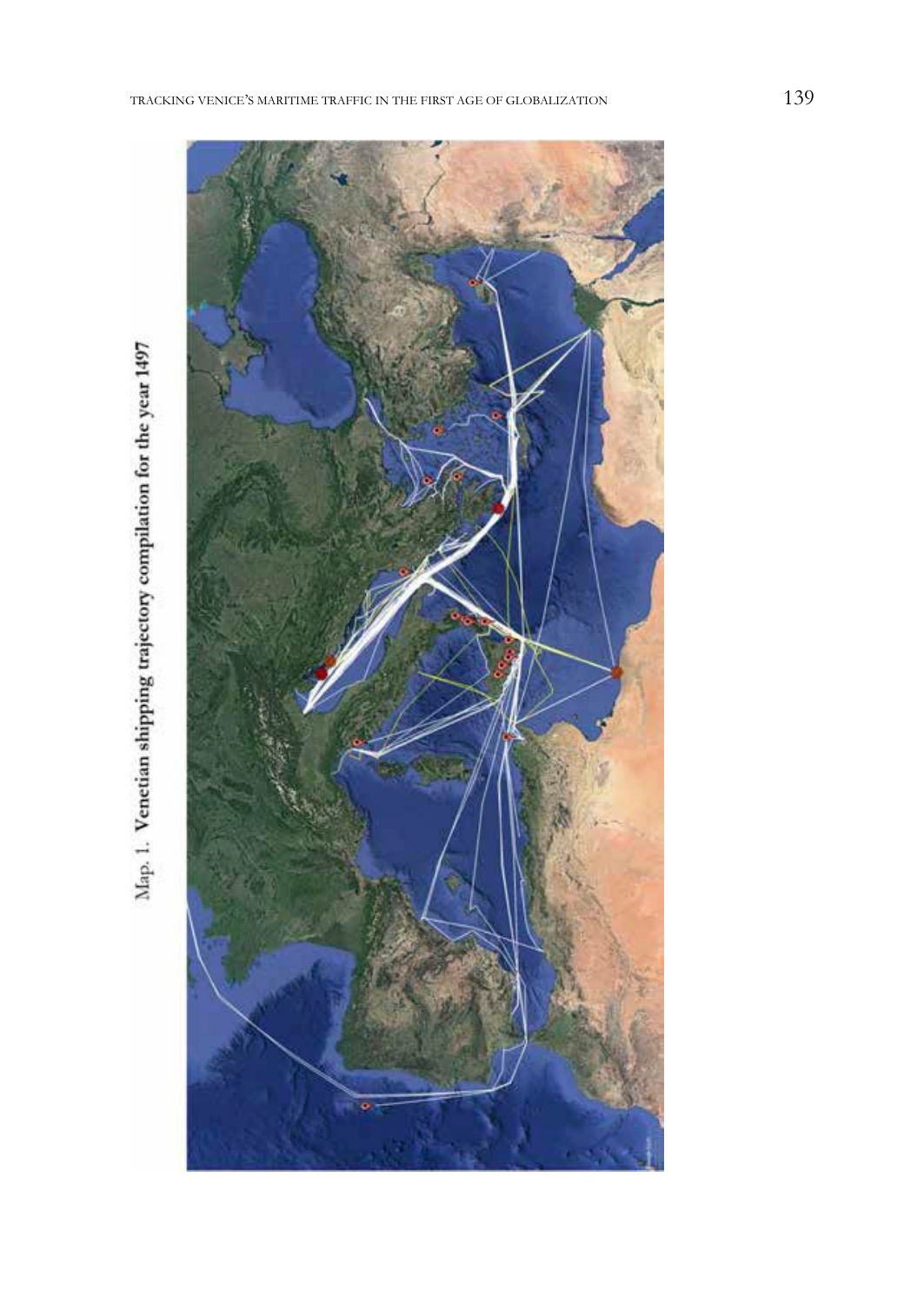Map. 1. **Venetian shipping trajectory compilation for the year 1497**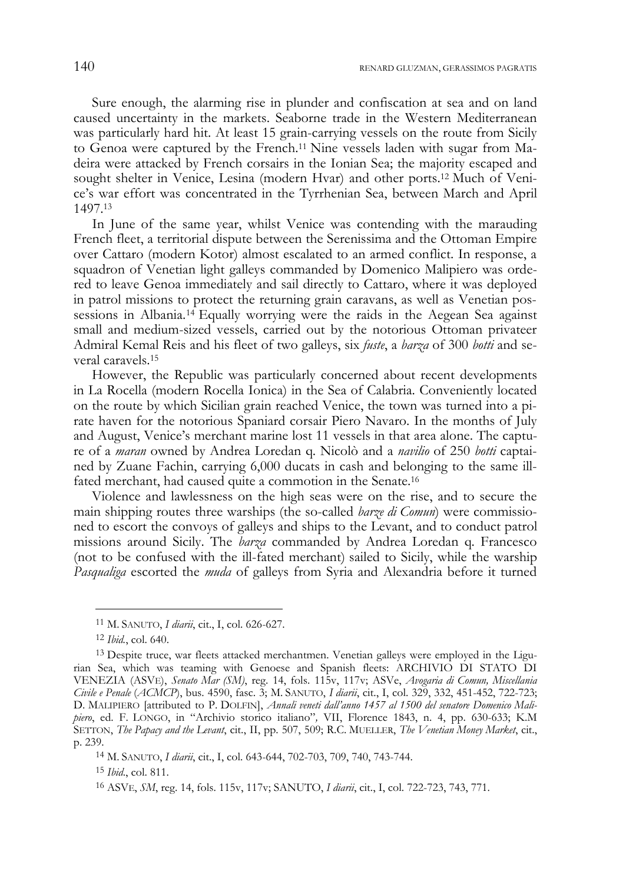Sure enough, the alarming rise in plunder and confiscation at sea and on land caused uncertainty in the markets. Seaborne trade in the Western Mediterranean was particularly hard hit. At least 15 grain-carrying vessels on the route from Sicily to Genoa were captured by the French.[11] Nine vessels laden with sugar from Madeira were attacked by French corsairs in the Ionian Sea; the majority escaped and sought shelter in Venice, Lesina (modern Hvar) and other ports.[12] Much of Venice's war effort was concentrated in the Tyrrhenian Sea, between March and April 1497.[13]

In June of the same year, whilst Venice was contending with the marauding French fleet, a territorial dispute between the Serenissima and the Ottoman Empire over Cattaro (modern Kotor) almost escalated to an armed conflict. In response, a squadron of Venetian light galleys commanded by Domenico Malipiero was ordered to leave Genoa immediately and sail directly to Cattaro, where it was deployed in patrol missions to protect the returning grain caravans, as well as Venetian possessions in Albania.[14] Equally worrying were the raids in the Aegean Sea against small and medium-sized vessels, carried out by the notorious Ottoman privateer Admiral Kemal Reis and his fleet of two galleys, six *fuste*, a *barza* of 300 *botti* and several caravels.[15]

However, the Republic was particularly concerned about recent developments in La Rocella (modern Rocella Ionica) in the Sea of Calabria. Conveniently located on the route by which Sicilian grain reached Venice, the town was turned into a pirate haven for the notorious Spaniard corsair Piero Navaro. In the months of July and August, Venice's merchant marine lost 11 vessels in that area alone. The capture of a *maran* owned by Andrea Loredan q. Nicolò and a *navilio* of 250 *botti* captained by Zuane Fachin, carrying 6,000 ducats in cash and belonging to the same ill-fated merchant, had caused quite a commotion in the Senate.[16]

Violence and lawlessness on the high seas were on the rise, and to secure the main shipping routes three warships (the so-called *barze di Comun*) were commissioned to escort the convoys of galleys and ships to the Levant, and to conduct patrol missions around Sicily. The *barza* commanded by Andrea Loredan q. Francesco (not to be confused with the ill-fated merchant) sailed to Sicily, while the warship *Pasqualiga* escorted the *muda* of galleys from Syria and Alexandria before it turned

---

[11] M. SANUTO, *I diarii*, cit., I, col. 626-627.

[12] *Ibid*., col. 640.

[13] Despite truce, war fleets attacked merchantmen. Venetian galleys were employed in the Ligurian Sea, which was teaming with Genoese and Spanish fleets: ARCHIVIO DI STATO DI VENEZIA (ASVE), *Senato Mar (SM)*, reg. 14, fols. 115v, 117v; ASVe, *Avogaria di Comun, Miscellania Civile e Penale* (*ACMCP*), bus. 4590, fasc. 3; M. SANUTO, *I diarii*, cit., I, col. 329, 332, 451-452, 722-723; D. MALIPIERO [attributed to P. DOLFIN], *Annali veneti dall'anno 1457 al 1500 del senatore Domenico Malipiero*, ed. F. LONGO, in "Archivio storico italiano", VII, Florence 1843, n. 4, pp. 630-633; K.M SETTON, *The Papacy and the Levant*, cit., II, pp. 507, 509; R.C. MUELLER, *The Venetian Money Market*, cit., p. 239.

[14] M. SANUTO, *I diarii*, cit., I, col. 643-644, 702-703, 709, 740, 743-744.

[15] *Ibid*., col. 811.

[16] ASVE, *SM*, reg. 14, fols. 115v, 117v; SANUTO, *I diarii*, cit., I, col. 722-723, 743, 771.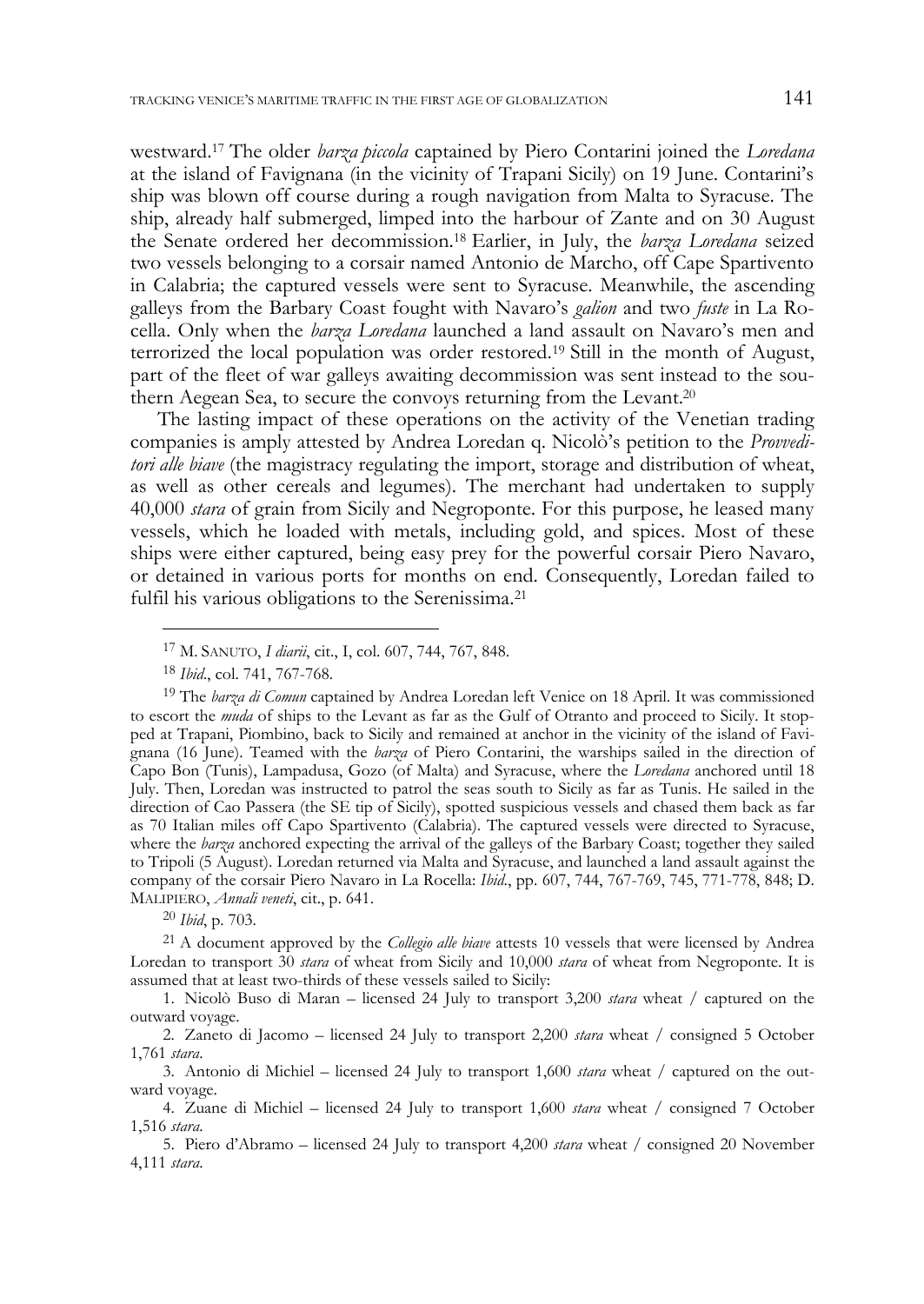westward.[17] The older *barza piccola* captained by Piero Contarini joined the *Loredana* at the island of Favignana (in the vicinity of Trapani Sicily) on 19 June. Contarini's ship was blown off course during a rough navigation from Malta to Syracuse. The ship, already half submerged, limped into the harbour of Zante and on 30 August the Senate ordered her decommission.[18] Earlier, in July, the *barza Loredana* seized two vessels belonging to a corsair named Antonio de Marcho, off Cape Spartivento in Calabria; the captured vessels were sent to Syracuse. Meanwhile, the ascending galleys from the Barbary Coast fought with Navaro's *galion* and two *fuste* in La Rocella. Only when the *barza Loredana* launched a land assault on Navaro's men and terrorized the local population was order restored.[19] Still in the month of August, part of the fleet of war galleys awaiting decommission was sent instead to the southern Aegean Sea, to secure the convoys returning from the Levant.[20]

The lasting impact of these operations on the activity of the Venetian trading companies is amply attested by Andrea Loredan q. Nicolò's petition to the *Provveditori alle biave* (the magistracy regulating the import, storage and distribution of wheat, as well as other cereals and legumes). The merchant had undertaken to supply 40,000 *stara* of grain from Sicily and Negroponte. For this purpose, he leased many vessels, which he loaded with metals, including gold, and spices. Most of these ships were either captured, being easy prey for the powerful corsair Piero Navaro, or detained in various ports for months on end. Consequently, Loredan failed to fulfil his various obligations to the Serenissima.[21]

---

[17] M. SANUTO, *I diarii*, cit., I, col. 607, 744, 767, 848.

[18] *Ibid*., col. 741, 767-768.

[19] The *barza di Comun* captained by Andrea Loredan left Venice on 18 April. It was commissioned to escort the *muda* of ships to the Levant as far as the Gulf of Otranto and proceed to Sicily. It stopped at Trapani, Piombino, back to Sicily and remained at anchor in the vicinity of the island of Favignana (16 June). Teamed with the *barza* of Piero Contarini, the warships sailed in the direction of Capo Bon (Tunis), Lampadusa, Gozo (of Malta) and Syracuse, where the *Loredana* anchored until 18 July. Then, Loredan was instructed to patrol the seas south to Sicily as far as Tunis. He sailed in the direction of Cao Passera (the SE tip of Sicily), spotted suspicious vessels and chased them back as far as 70 Italian miles off Capo Spartivento (Calabria). The captured vessels were directed to Syracuse, where the *barza* anchored expecting the arrival of the galleys of the Barbary Coast; together they sailed to Tripoli (5 August). Loredan returned via Malta and Syracuse, and launched a land assault against the company of the corsair Piero Navaro in La Rocella: *Ibid*., pp. 607, 744, 767-769, 745, 771-778, 848; D. MALIPIERO, *Annali veneti*, cit., p. 641.

[20] *Ibid*, p. 703.

[21] A document approved by the *Collegio alle biave* attests 10 vessels that were licensed by Andrea Loredan to transport 30 *stara* of wheat from Sicily and 10,000 *stara* of wheat from Negroponte. It is assumed that at least two-thirds of these vessels sailed to Sicily:

1. Nicolò Buso di Maran – licensed 24 July to transport 3,200 *stara* wheat / captured on the outward voyage.
2. Zaneto di Jacomo – licensed 24 July to transport 2,200 *stara* wheat / consigned 5 October 1,761 *stara*.
3. Antonio di Michiel – licensed 24 July to transport 1,600 *stara* wheat / captured on the outward voyage.
4. Zuane di Michiel – licensed 24 July to transport 1,600 *stara* wheat / consigned 7 October 1,516 *stara*.
5. Piero d'Abramo – licensed 24 July to transport 4,200 *stara* wheat / consigned 20 November 4,111 *stara*.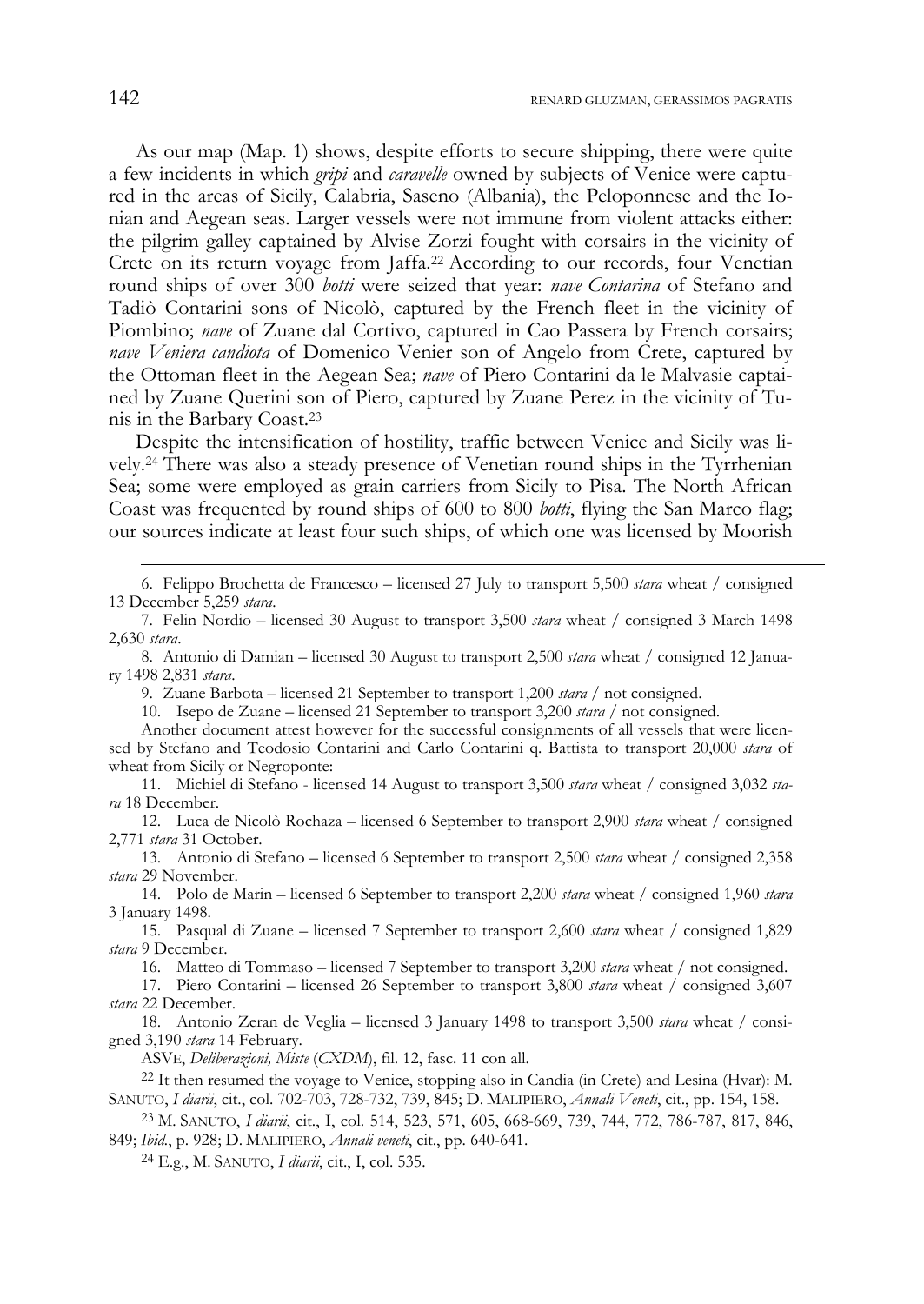As our map (Map. 1) shows, despite efforts to secure shipping, there were quite a few incidents in which *gripi* and *caravelle* owned by subjects of Venice were captured in the areas of Sicily, Calabria, Saseno (Albania), the Peloponnese and the Ionian and Aegean seas. Larger vessels were not immune from violent attacks either: the pilgrim galley captained by Alvise Zorzi fought with corsairs in the vicinity of Crete on its return voyage from Jaffa.[22] According to our records, four Venetian round ships of over 300 *botti* were seized that year: *nave Contarina* of Stefano and Tadiò Contarini sons of Nicolò, captured by the French fleet in the vicinity of Piombino; *nave* of Zuane dal Cortivo, captured in Cao Passera by French corsairs; *nave Veniera candiota* of Domenico Venier son of Angelo from Crete, captured by the Ottoman fleet in the Aegean Sea; *nave* of Piero Contarini da le Malvasie captained by Zuane Querini son of Piero, captured by Zuane Perez in the vicinity of Tunis in the Barbary Coast.[23]

Despite the intensification of hostility, traffic between Venice and Sicily was lively.[24] There was also a steady presence of Venetian round ships in the Tyrrhenian Sea; some were employed as grain carriers from Sicily to Pisa. The North African Coast was frequented by round ships of 600 to 800 *botti*, flying the San Marco flag; our sources indicate at least four such ships, of which one was licensed by Moorish

---

6. Felippo Brochetta de Francesco – licensed 27 July to transport 5,500 *stara* wheat / consigned 13 December 5,259 *stara*.

7. Felin Nordio – licensed 30 August to transport 3,500 *stara* wheat / consigned 3 March 1498 2,630 *stara*.

8. Antonio di Damian – licensed 30 August to transport 2,500 *stara* wheat / consigned 12 January 1498 2,831 *stara*.

9. Zuane Barbota – licensed 21 September to transport 1,200 *stara* / not consigned.

10. Isepo de Zuane – licensed 21 September to transport 3,200 *stara* / not consigned.

Another document attest however for the successful consignments of all vessels that were licensed by Stefano and Teodosio Contarini and Carlo Contarini q. Battista to transport 20,000 *stara* of wheat from Sicily or Negroponte:

11. Michiel di Stefano - licensed 14 August to transport 3,500 *stara* wheat / consigned 3,032 *stara* 18 December.

12. Luca de Nicolò Rochaza – licensed 6 September to transport 2,900 *stara* wheat / consigned 2,771 *stara* 31 October.

13. Antonio di Stefano – licensed 6 September to transport 2,500 *stara* wheat / consigned 2,358 *stara* 29 November.

14. Polo de Marin – licensed 6 September to transport 2,200 *stara* wheat / consigned 1,960 *stara* 3 January 1498.

15. Pasqual di Zuane – licensed 7 September to transport 2,600 *stara* wheat / consigned 1,829 *stara* 9 December.

16. Matteo di Tommaso – licensed 7 September to transport 3,200 *stara* wheat / not consigned.

17. Piero Contarini – licensed 26 September to transport 3,800 *stara* wheat / consigned 3,607 *stara* 22 December.

18. Antonio Zeran de Veglia – licensed 3 January 1498 to transport 3,500 *stara* wheat / consigned 3,190 *stara* 14 February.

ASVE, *Deliberazioni, Miste* (*CXDM*), fil. 12, fasc. 11 con all.

[22] It then resumed the voyage to Venice, stopping also in Candia (in Crete) and Lesina (Hvar): M. SANUTO, *I diarii*, cit., col. 702-703, 728-732, 739, 845; D. MALIPIERO, *Annali Veneti*, cit., pp. 154, 158.

[23] M. SANUTO, *I diarii*, cit., I, col. 514, 523, 571, 605, 668-669, 739, 744, 772, 786-787, 817, 846, 849; *Ibid*., p. 928; D. MALIPIERO, *Annali veneti*, cit., pp. 640-641.

[24] E.g., M. SANUTO, *I diarii*, cit., I, col. 535.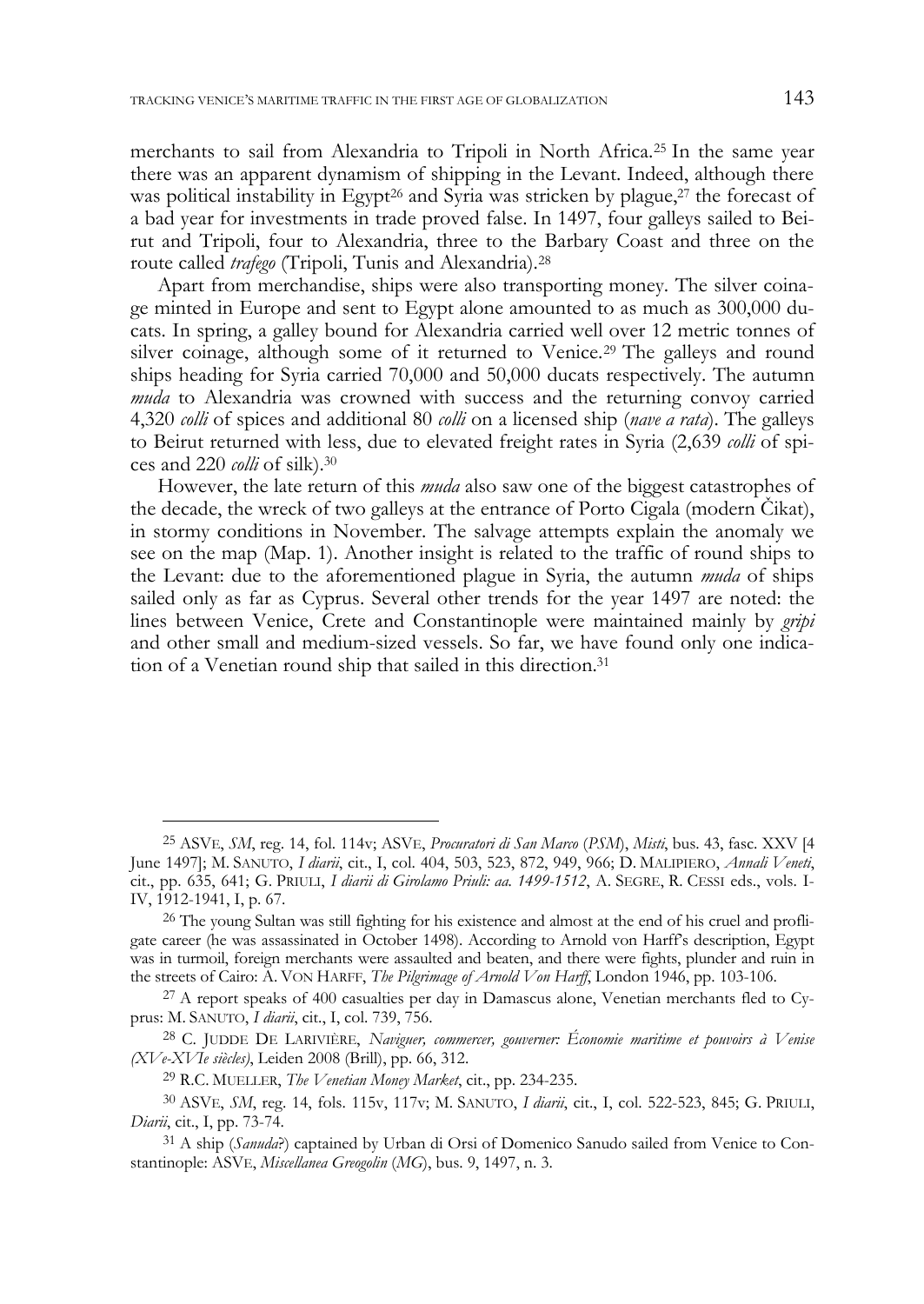merchants to sail from Alexandria to Tripoli in North Africa.[25] In the same year there was an apparent dynamism of shipping in the Levant. Indeed, although there was political instability in Egypt[26] and Syria was stricken by plague,[27] the forecast of a bad year for investments in trade proved false. In 1497, four galleys sailed to Beirut and Tripoli, four to Alexandria, three to the Barbary Coast and three on the route called *trafego* (Tripoli, Tunis and Alexandria).[28]

Apart from merchandise, ships were also transporting money. The silver coinage minted in Europe and sent to Egypt alone amounted to as much as 300,000 ducats. In spring, a galley bound for Alexandria carried well over 12 metric tonnes of silver coinage, although some of it returned to Venice.[29] The galleys and round ships heading for Syria carried 70,000 and 50,000 ducats respectively. The autumn *muda* to Alexandria was crowned with success and the returning convoy carried 4,320 *colli* of spices and additional 80 *colli* on a licensed ship (*nave a rata*). The galleys to Beirut returned with less, due to elevated freight rates in Syria (2,639 *colli* of spices and 220 *colli* of silk).[30]

However, the late return of this *muda* also saw one of the biggest catastrophes of the decade, the wreck of two galleys at the entrance of Porto Cigala (modern Čikat), in stormy conditions in November. The salvage attempts explain the anomaly we see on the map (Map. 1). Another insight is related to the traffic of round ships to the Levant: due to the aforementioned plague in Syria, the autumn *muda* of ships sailed only as far as Cyprus. Several other trends for the year 1497 are noted: the lines between Venice, Crete and Constantinople were maintained mainly by *gripi* and other small and medium-sized vessels. So far, we have found only one indication of a Venetian round ship that sailed in this direction.[31]

---

[25] ASVE, *SM*, reg. 14, fol. 114v; ASVE, *Procuratori di San Marco* (*PSM*), *Misti*, bus. 43, fasc. XXV [4 June 1497]; M. SANUTO, *I diarii*, cit., I, col. 404, 503, 523, 872, 949, 966; D. MALIPIERO, *Annali Veneti*, cit., pp. 635, 641; G. PRIULI, *I diarii di Girolamo Priuli: aa. 1499-1512*, A. SEGRE, R. CESSI eds., vols. I-IV, 1912-1941, I, p. 67.

[26] The young Sultan was still fighting for his existence and almost at the end of his cruel and profligate career (he was assassinated in October 1498). According to Arnold von Harff's description, Egypt was in turmoil, foreign merchants were assaulted and beaten, and there were fights, plunder and ruin in the streets of Cairo: A. VON HARFF, *The Pilgrimage of Arnold Von Harff*, London 1946, pp. 103-106.

[27] A report speaks of 400 casualties per day in Damascus alone, Venetian merchants fled to Cyprus: M. SANUTO, *I diarii*, cit., I, col. 739, 756.

[28] C. JUDDE DE LARIVIÈRE, *Naviguer, commercer, gouverner: Économie maritime et pouvoirs à Venise (XVe-XVIe siècles)*, Leiden 2008 (Brill), pp. 66, 312.

[29] R.C. MUELLER, *The Venetian Money Market*, cit., pp. 234-235.

[30] ASVE, *SM*, reg. 14, fols. 115v, 117v; M. SANUTO, *I diarii*, cit., I, col. 522-523, 845; G. PRIULI, *Diarii*, cit., I, pp. 73-74.

[31] A ship (*Sanuda*?) captained by Urban di Orsi of Domenico Sanudo sailed from Venice to Constantinople: ASVE, *Miscellanea Greogolin* (*MG*), bus. 9, 1497, n. 3.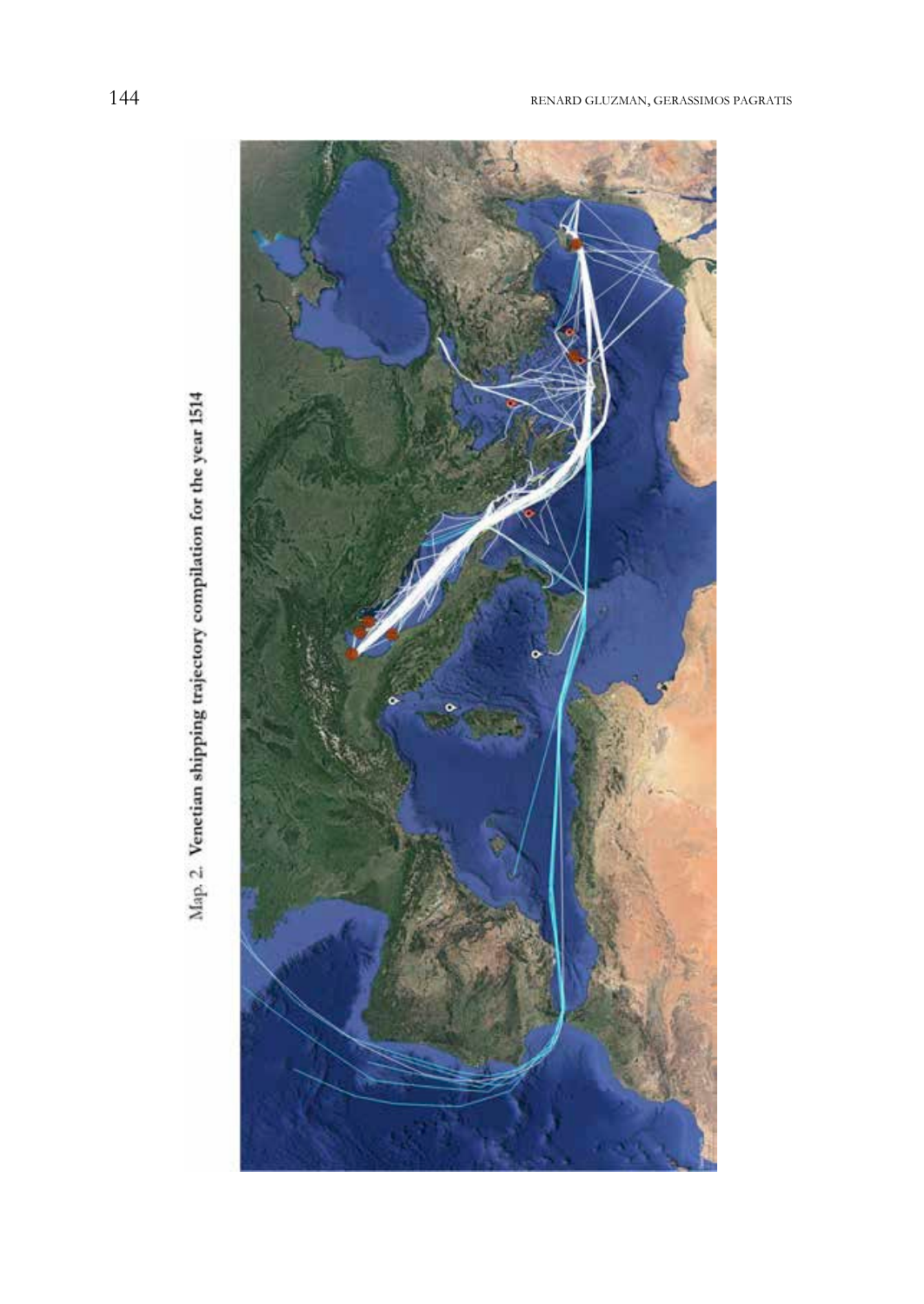Map. 2. **Venetian shipping trajectory compilation for the year 1514**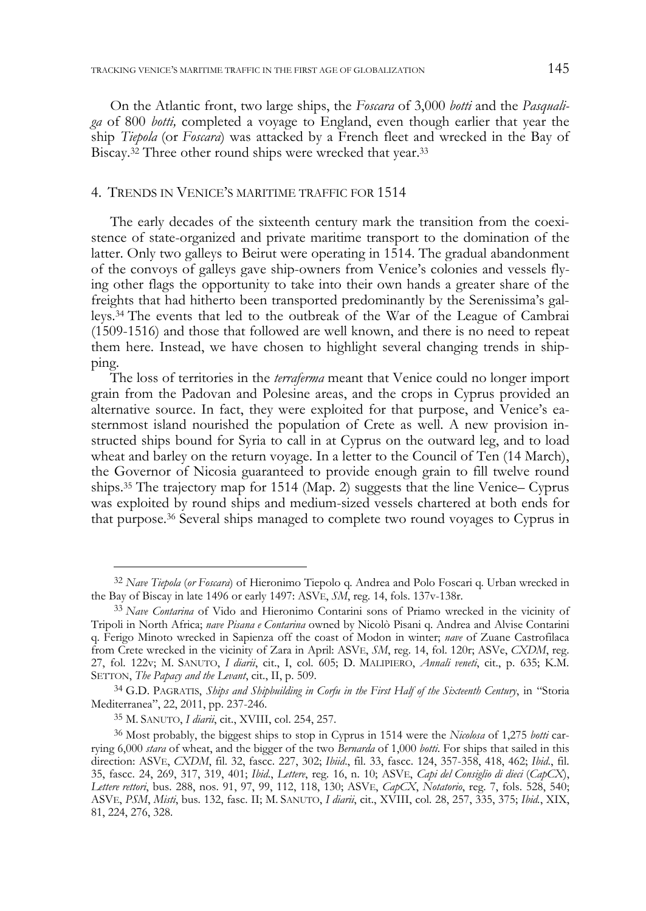On the Atlantic front, two large ships, the *Foscara* of 3,000 *botti* and the *Pasqualiga* of 800 *botti,* completed a voyage to England, even though earlier that year the ship *Tiepola* (or *Foscara*) was attacked by a French fleet and wrecked in the Bay of Biscay.[32] Three other round ships were wrecked that year.[33]

## 4. Trends in Venice's maritime traffic for 1514

The early decades of the sixteenth century mark the transition from the coexistence of state-organized and private maritime transport to the domination of the latter. Only two galleys to Beirut were operating in 1514. The gradual abandonment of the convoys of galleys gave ship-owners from Venice's colonies and vessels flying other flags the opportunity to take into their own hands a greater share of the freights that had hitherto been transported predominantly by the Serenissima's galleys.[34] The events that led to the outbreak of the War of the League of Cambrai (1509-1516) and those that followed are well known, and there is no need to repeat them here. Instead, we have chosen to highlight several changing trends in shipping.

The loss of territories in the *terraferma* meant that Venice could no longer import grain from the Padovan and Polesine areas, and the crops in Cyprus provided an alternative source. In fact, they were exploited for that purpose, and Venice's easternmost island nourished the population of Crete as well. A new provision instructed ships bound for Syria to call in at Cyprus on the outward leg, and to load wheat and barley on the return voyage. In a letter to the Council of Ten (14 March), the Governor of Nicosia guaranteed to provide enough grain to fill twelve round ships.[35] The trajectory map for 1514 (Map. 2) suggests that the line Venice– Cyprus was exploited by round ships and medium-sized vessels chartered at both ends for that purpose.[36] Several ships managed to complete two round voyages to Cyprus in

---

[32] *Nave Tiepola* (*or Foscara*) of Hieronimo Tiepolo q. Andrea and Polo Foscari q. Urban wrecked in the Bay of Biscay in late 1496 or early 1497: ASVE, *SM*, reg. 14, fols. 137v-138r.

[33] *Nave Contarina* of Vido and Hieronimo Contarini sons of Priamo wrecked in the vicinity of Tripoli in North Africa; *nave Pisana e Contarina* owned by Nicolò Pisani q. Andrea and Alvise Contarini q. Ferigo Minoto wrecked in Sapienza off the coast of Modon in winter; *nave* of Zuane Castrofilaca from Crete wrecked in the vicinity of Zara in April: ASVE, *SM*, reg. 14, fol. 120r; ASVe, *CXDM*, reg. 27, fol. 122v; M. SANUTO, *I diarii*, cit., I, col. 605; D. MALIPIERO, *Annali veneti*, cit., p. 635; K.M. SETTON, *The Papacy and the Levant*, cit., II, p. 509.

[34] G.D. PAGRATIS, *Ships and Shipbuilding in Corfu in the First Half of the Sixteenth Century*, in "Storia Mediterranea", 22, 2011, pp. 237-246.

[35] M. SANUTO, *I diarii*, cit., XVIII, col. 254, 257.

[36] Most probably, the biggest ships to stop in Cyprus in 1514 were the *Nicolosa* of 1,275 *botti* carrying 6,000 *stara* of wheat, and the bigger of the two *Bernarda* of 1,000 *botti*. For ships that sailed in this direction: ASVE, *CXDM*, fil. 32, fascc. 227, 302; *Ibiid*., fil. 33, fascc. 124, 357-358, 418, 462; *Ibid*., fil. 35, fascc. 24, 269, 317, 319, 401; *Ibid*., *Lettere*, reg. 16, n. 10; ASVE, *Capi del Consiglio di dieci* (*CapCX*), *Lettere rettori*, bus. 288, nos. 91, 97, 99, 112, 118, 130; ASVE, *CapCX*, *Notatorio*, reg. 7, fols. 528, 540; ASVE, *PSM*, *Misti*, bus. 132, fasc. II; M. SANUTO, *I diarii*, cit., XVIII, col. 28, 257, 335, 375; *Ibid*., XIX, 81, 224, 276, 328.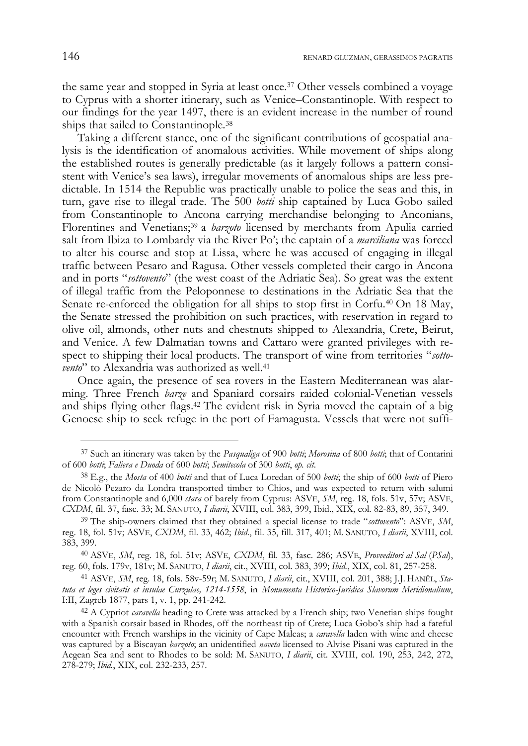the same year and stopped in Syria at least once.[37] Other vessels combined a voyage to Cyprus with a shorter itinerary, such as Venice–Constantinople. With respect to our findings for the year 1497, there is an evident increase in the number of round ships that sailed to Constantinople.[38]

Taking a different stance, one of the significant contributions of geospatial analysis is the identification of anomalous activities. While movement of ships along the established routes is generally predictable (as it largely follows a pattern consistent with Venice's sea laws), irregular movements of anomalous ships are less predictable. In 1514 the Republic was practically unable to police the seas and this, in turn, gave rise to illegal trade. The 500 *botti* ship captained by Luca Gobo sailed from Constantinople to Ancona carrying merchandise belonging to Anconians, Florentines and Venetians;[39] a *barzoto* licensed by merchants from Apulia carried salt from Ibiza to Lombardy via the River Po'; the captain of a *marciliana* was forced to alter his course and stop at Lissa, where he was accused of engaging in illegal traffic between Pesaro and Ragusa. Other vessels completed their cargo in Ancona and in ports "*sottovento*" (the west coast of the Adriatic Sea). So great was the extent of illegal traffic from the Peloponnese to destinations in the Adriatic Sea that the Senate re-enforced the obligation for all ships to stop first in Corfu.[40] On 18 May, the Senate stressed the prohibition on such practices, with reservation in regard to olive oil, almonds, other nuts and chestnuts shipped to Alexandria, Crete, Beirut, and Venice. A few Dalmatian towns and Cattaro were granted privileges with respect to shipping their local products. The transport of wine from territories "*sottovento*" to Alexandria was authorized as well.[41]

Once again, the presence of sea rovers in the Eastern Mediterranean was alarming. Three French *barze* and Spaniard corsairs raided colonial-Venetian vessels and ships flying other flags.[42] The evident risk in Syria moved the captain of a big Genoese ship to seek refuge in the port of Famagusta. Vessels that were not suffi-

---

[37] Such an itinerary was taken by the *Pasqualiga* of 900 *botti*; *Morosina* of 800 *botti*; that of Contarini of 600 *botti*; *Faliera e Duoda* of 600 *botti*; *Semitecola* of 300 *botti*, *op. cit*.

[38] E.g., the *Mosta* of 400 *botti* and that of Luca Loredan of 500 *botti*; the ship of 600 *botti* of Piero de Nicolò Pezaro da Londra transported timber to Chios, and was expected to return with salumi from Constantinople and 6,000 *stara* of barely from Cyprus: ASVE, *SM*, reg. 18, fols. 51v, 57v; ASVE, *CXDM*, fil. 37, fasc. 33; M. SANUTO, *I diarii*, XVIII, col. 383, 399, Ibid., XIX, col. 82-83, 89, 357, 349.

[39] The ship-owners claimed that they obtained a special license to trade "*sottovento*": ASVE, *SM*, reg. 18, fol. 51v; ASVE, *CXDM*, fil. 33, 462; *Ibid*., fil. 35, fill. 317, 401; M. SANUTO, *I diarii*, XVIII, col. 383, 399.

[40] ASVE, *SM*, reg. 18, fol. 51v; ASVE, *CXDM*, fil. 33, fasc. 286; ASVE, *Provveditori al Sal* (*PSal*), reg. 60, fols. 179v, 181v; M. SANUTO, *I diarii*, cit., XVIII, col. 383, 399; *Ibid.*, XIX, col. 81, 257-258.

[41] ASVE, *SM*, reg. 18, fols. 58v-59r; M. SANUTO, *I diarii*, cit., XVIII, col. 201, 388; J.J. HANĚL, *Statuta et leges civitatis et insulae Curzulae, 1214-1558*, in *Monumenta Historico-Juridica Slavorum Meridionalium*, I:II, Zagreb 1877, pars 1, v. 1, pp. 241-242.

[42] A Cypriot *caravella* heading to Crete was attacked by a French ship; two Venetian ships fought with a Spanish corsair based in Rhodes, off the northeast tip of Crete; Luca Gobo's ship had a fateful encounter with French warships in the vicinity of Cape Maleas; a *caravella* laden with wine and cheese was captured by a Biscayan *barzoto*; an unidentified *naveta* licensed to Alvise Pisani was captured in the Aegean Sea and sent to Rhodes to be sold: M. SANUTO, *I diarii*, cit. XVIII, col. 190, 253, 242, 272, 278-279; *Ibid.*, XIX, col. 232-233, 257.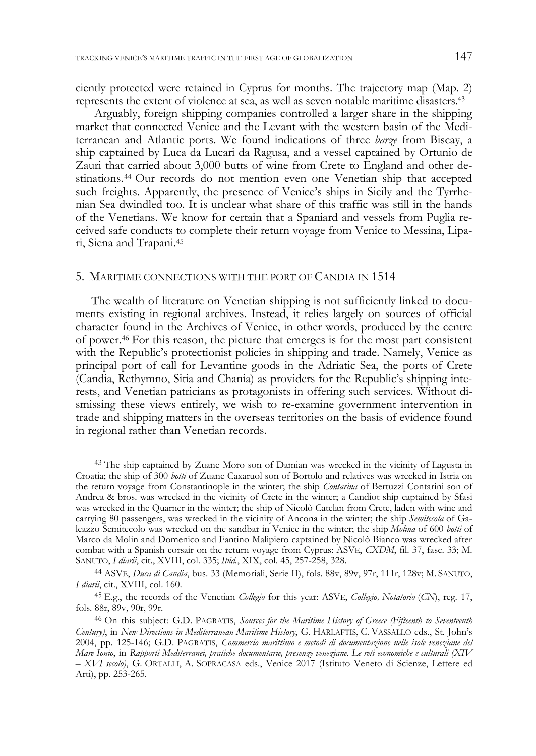ciently protected were retained in Cyprus for months. The trajectory map (Map. 2) represents the extent of violence at sea, as well as seven notable maritime disasters.[43]

Arguably, foreign shipping companies controlled a larger share in the shipping market that connected Venice and the Levant with the western basin of the Mediterranean and Atlantic ports. We found indications of three *barze* from Biscay, a ship captained by Luca da Lucari da Ragusa, and a vessel captained by Ortunio de Zauri that carried about 3,000 butts of wine from Crete to England and other destinations.[44] Our records do not mention even one Venetian ship that accepted such freights. Apparently, the presence of Venice's ships in Sicily and the Tyrrhenian Sea dwindled too. It is unclear what share of this traffic was still in the hands of the Venetians. We know for certain that a Spaniard and vessels from Puglia received safe conducts to complete their return voyage from Venice to Messina, Lipari, Siena and Trapani.[45]

## 5. Maritime connections with the port of Candia in 1514

The wealth of literature on Venetian shipping is not sufficiently linked to documents existing in regional archives. Instead, it relies largely on sources of official character found in the Archives of Venice, in other words, produced by the centre of power.[46] For this reason, the picture that emerges is for the most part consistent with the Republic's protectionist policies in shipping and trade. Namely, Venice as principal port of call for Levantine goods in the Adriatic Sea, the ports of Crete (Candia, Rethymno, Sitia and Chania) as providers for the Republic's shipping interests, and Venetian patricians as protagonists in offering such services. Without dismissing these views entirely, we wish to re-examine government intervention in trade and shipping matters in the overseas territories on the basis of evidence found in regional rather than Venetian records.

---

[43] The ship captained by Zuane Moro son of Damian was wrecked in the vicinity of Lagusta in Croatia; the ship of 300 *botti* of Zuane Caxaruol son of Bortolo and relatives was wrecked in Istria on the return voyage from Constantinople in the winter; the ship *Contarina* of Bertuzzi Contarini son of Andrea & bros. was wrecked in the vicinity of Crete in the winter; a Candiot ship captained by Sfasi was wrecked in the Quarner in the winter; the ship of Nicolò Catelan from Crete, laden with wine and carrying 80 passengers, was wrecked in the vicinity of Ancona in the winter; the ship *Semitecola* of Galeazzo Semitecolo was wrecked on the sandbar in Venice in the winter; the ship *Molina* of 600 *botti* of Marco da Molin and Domenico and Fantino Malipiero captained by Nicolò Bianco was wrecked after combat with a Spanish corsair on the return voyage from Cyprus: ASVE, *CXDM*, fil. 37, fasc. 33; M. SANUTO, *I diarii*, cit., XVIII, col. 335; *Ibid.*, XIX, col. 45, 257-258, 328.

[44] ASVE, *Duca di Candia*, bus. 33 (Memoriali, Serie II), fols. 88v, 89v, 97r, 111r, 128v; M. SANUTO, *I diarii*, cit., XVIII, col. 160.

[45] E.g., the records of the Venetian *Collegio* for this year: ASVE, *Collegio, Notatorio* (*CN*), reg. 17, fols. 88r, 89v, 90r, 99r.

[46] On this subject: G.D. PAGRATIS, *Sources for the Maritime History of Greece (Fifteenth to Seventeenth Century)*, in *New Directions in Mediterranean Maritime History*, G. HARLAFTIS, C. VASSALLO eds., St. John's 2004, pp. 125-146; G.D. PAGRATIS, *Commercio marittimo e metodi di documentazione nelle isole veneziane del Mare Ionio*, in *Rapporti Mediterranei, pratiche documentarie, presenze veneziane. Le reti economiche e culturali (XIV – XVI secolo)*, G. ORTALLI, A. SOPRACASA eds., Venice 2017 (Istituto Veneto di Scienze, Lettere ed Arti), pp. 253-265.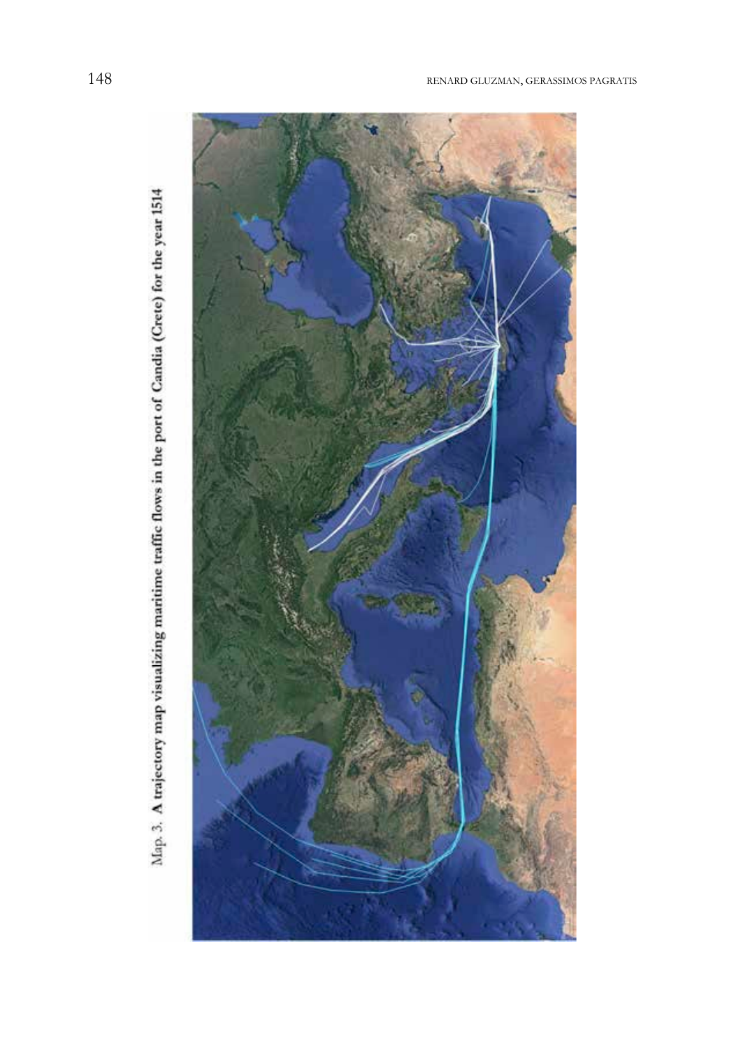Map. 3. **A trajectory map visualizing maritime traffic flows in the port of Candia (Crete) for the year 1514**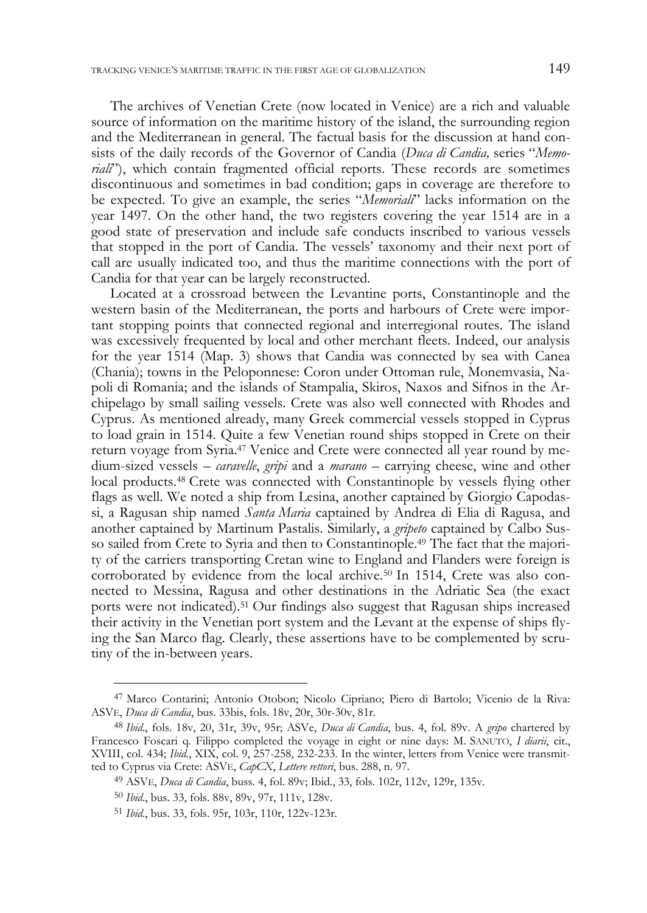The archives of Venetian Crete (now located in Venice) are a rich and valuable source of information on the maritime history of the island, the surrounding region and the Mediterranean in general. The factual basis for the discussion at hand consists of the daily records of the Governor of Candia (*Duca di Candia,* series "*Memoriali*"), which contain fragmented official reports. These records are sometimes discontinuous and sometimes in bad condition; gaps in coverage are therefore to be expected. To give an example, the series "*Memoriali*" lacks information on the year 1497. On the other hand, the two registers covering the year 1514 are in a good state of preservation and include safe conducts inscribed to various vessels that stopped in the port of Candia. The vessels' taxonomy and their next port of call are usually indicated too, and thus the maritime connections with the port of Candia for that year can be largely reconstructed.

Located at a crossroad between the Levantine ports, Constantinople and the western basin of the Mediterranean, the ports and harbours of Crete were important stopping points that connected regional and interregional routes. The island was excessively frequented by local and other merchant fleets. Indeed, our analysis for the year 1514 (Map. 3) shows that Candia was connected by sea with Canea (Chania); towns in the Peloponnese: Coron under Ottoman rule, Monemvasia, Napoli di Romania; and the islands of Stampalia, Skiros, Naxos and Sifnos in the Archipelago by small sailing vessels. Crete was also well connected with Rhodes and Cyprus. As mentioned already, many Greek commercial vessels stopped in Cyprus to load grain in 1514. Quite a few Venetian round ships stopped in Crete on their return voyage from Syria.[47] Venice and Crete were connected all year round by medium-sized vessels – *caravelle*, *gripi* and a *marano* – carrying cheese, wine and other local products.[48] Crete was connected with Constantinople by vessels flying other flags as well. We noted a ship from Lesina, another captained by Giorgio Capodassi, a Ragusan ship named *Santa Maria* captained by Andrea di Elia di Ragusa, and another captained by Martinum Pastalis. Similarly, a *gripeto* captained by Calbo Susso sailed from Crete to Syria and then to Constantinople.[49] The fact that the majority of the carriers transporting Cretan wine to England and Flanders were foreign is corroborated by evidence from the local archive.[50] In 1514, Crete was also connected to Messina, Ragusa and other destinations in the Adriatic Sea (the exact ports were not indicated).[51] Our findings also suggest that Ragusan ships increased their activity in the Venetian port system and the Levant at the expense of ships flying the San Marco flag. Clearly, these assertions have to be complemented by scrutiny of the in-between years.

---

[47] Marco Contarini; Antonio Otobon; Nicolo Cipriano; Piero di Bartolo; Vicenio de la Riva: ASVE, *Duca di Candia*, bus. 33bis, fols. 18v, 20r, 30r-30v, 81r.

[48] *Ibid*., fols. 18v, 20, 31r, 39v, 95r; ASVe, *Duca di Candia*, bus. 4, fol. 89v. A *gripo* chartered by Francesco Foscari q. Filippo completed the voyage in eight or nine days: M. SANUTO, *I diarii*, cit., XVIII, col. 434; *Ibid.*, XIX, col. 9, 257-258, 232-233. In the winter, letters from Venice were transmitted to Cyprus via Crete: ASVE, *CapCX*, *Lettere rettori*, bus. 288, n. 97.

[49] ASVE, *Duca di Candia*, buss. 4, fol. 89v; Ibid., 33, fols. 102r, 112v, 129r, 135v.

[50] *Ibid*., bus. 33, fols. 88v, 89v, 97r, 111v, 128v.

[51] *Ibid*., bus. 33, fols. 95r, 103r, 110r, 122v-123r.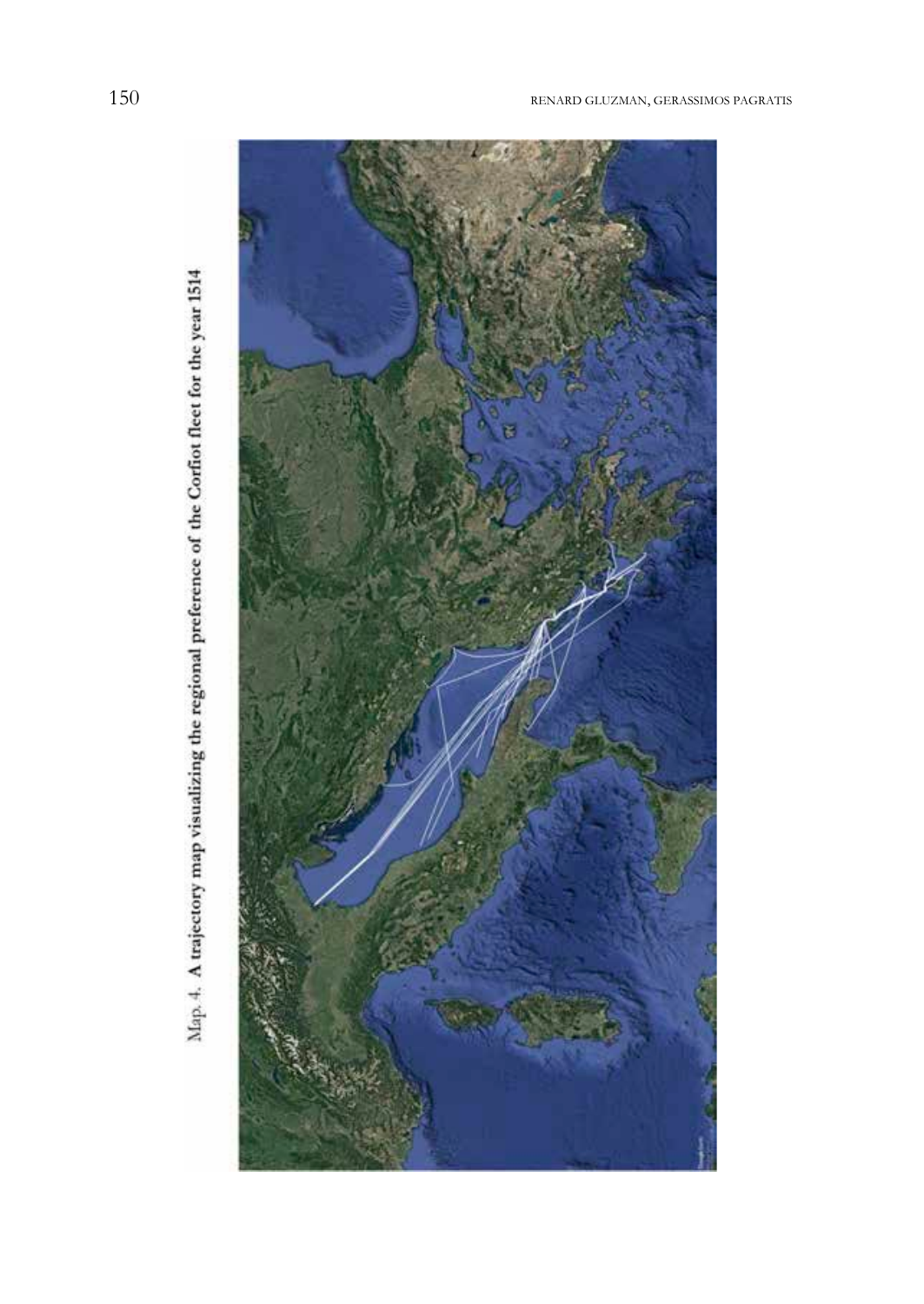Map. 4. **A trajectory map visualizing the regional preference of the Corfiot fleet for the year 1514**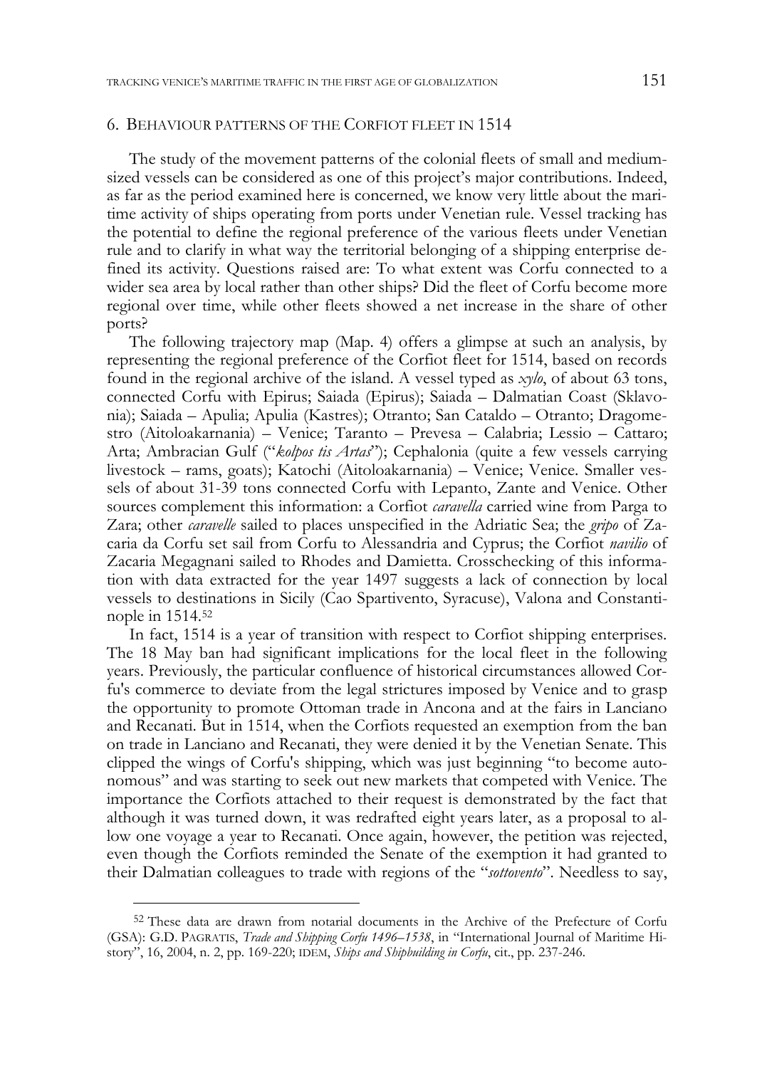## 6. Behaviour patterns of the Corfiot fleet in 1514

The study of the movement patterns of the colonial fleets of small and medium-sized vessels can be considered as one of this project's major contributions. Indeed, as far as the period examined here is concerned, we know very little about the maritime activity of ships operating from ports under Venetian rule. Vessel tracking has the potential to define the regional preference of the various fleets under Venetian rule and to clarify in what way the territorial belonging of a shipping enterprise defined its activity. Questions raised are: To what extent was Corfu connected to a wider sea area by local rather than other ships? Did the fleet of Corfu become more regional over time, while other fleets showed a net increase in the share of other ports?

The following trajectory map (Map. 4) offers a glimpse at such an analysis, by representing the regional preference of the Corfiot fleet for 1514, based on records found in the regional archive of the island. A vessel typed as *xylo*, of about 63 tons, connected Corfu with Epirus; Saiada (Epirus); Saiada – Dalmatian Coast (Sklavonia); Saiada – Apulia; Apulia (Kastres); Otranto; San Cataldo – Otranto; Dragomestro (Aitoloakarnania) – Venice; Taranto – Prevesa – Calabria; Lessio – Cattaro; Arta; Ambracian Gulf ("*kolpos tis Artas*"); Cephalonia (quite a few vessels carrying livestock – rams, goats); Katochi (Aitoloakarnania) – Venice; Venice. Smaller vessels of about 31-39 tons connected Corfu with Lepanto, Zante and Venice. Other sources complement this information: a Corfiot *caravella* carried wine from Parga to Zara; other *caravelle* sailed to places unspecified in the Adriatic Sea; the *gripo* of Zacaria da Corfu set sail from Corfu to Alessandria and Cyprus; the Corfiot *navilio* of Zacaria Megagnani sailed to Rhodes and Damietta. Crosschecking of this information with data extracted for the year 1497 suggests a lack of connection by local vessels to destinations in Sicily (Cao Spartivento, Syracuse), Valona and Constantinople in 1514.[52]

In fact, 1514 is a year of transition with respect to Corfiot shipping enterprises. The 18 May ban had significant implications for the local fleet in the following years. Previously, the particular confluence of historical circumstances allowed Corfu's commerce to deviate from the legal strictures imposed by Venice and to grasp the opportunity to promote Ottoman trade in Ancona and at the fairs in Lanciano and Recanati. But in 1514, when the Corfiots requested an exemption from the ban on trade in Lanciano and Recanati, they were denied it by the Venetian Senate. This clipped the wings of Corfu's shipping, which was just beginning "to become autonomous" and was starting to seek out new markets that competed with Venice. The importance the Corfiots attached to their request is demonstrated by the fact that although it was turned down, it was redrafted eight years later, as a proposal to allow one voyage a year to Recanati. Once again, however, the petition was rejected, even though the Corfiots reminded the Senate of the exemption it had granted to their Dalmatian colleagues to trade with regions of the "*sottovento*". Needless to say,

---

[52] These data are drawn from notarial documents in the Archive of the Prefecture of Corfu (GSA): G.D. Pagratis, *Trade and Shipping Corfu 1496–1538*, in "International Journal of Maritime History", 16, 2004, n. 2, pp. 169-220; Idem, *Ships and Shipbuilding in Corfu*, cit., pp. 237-246.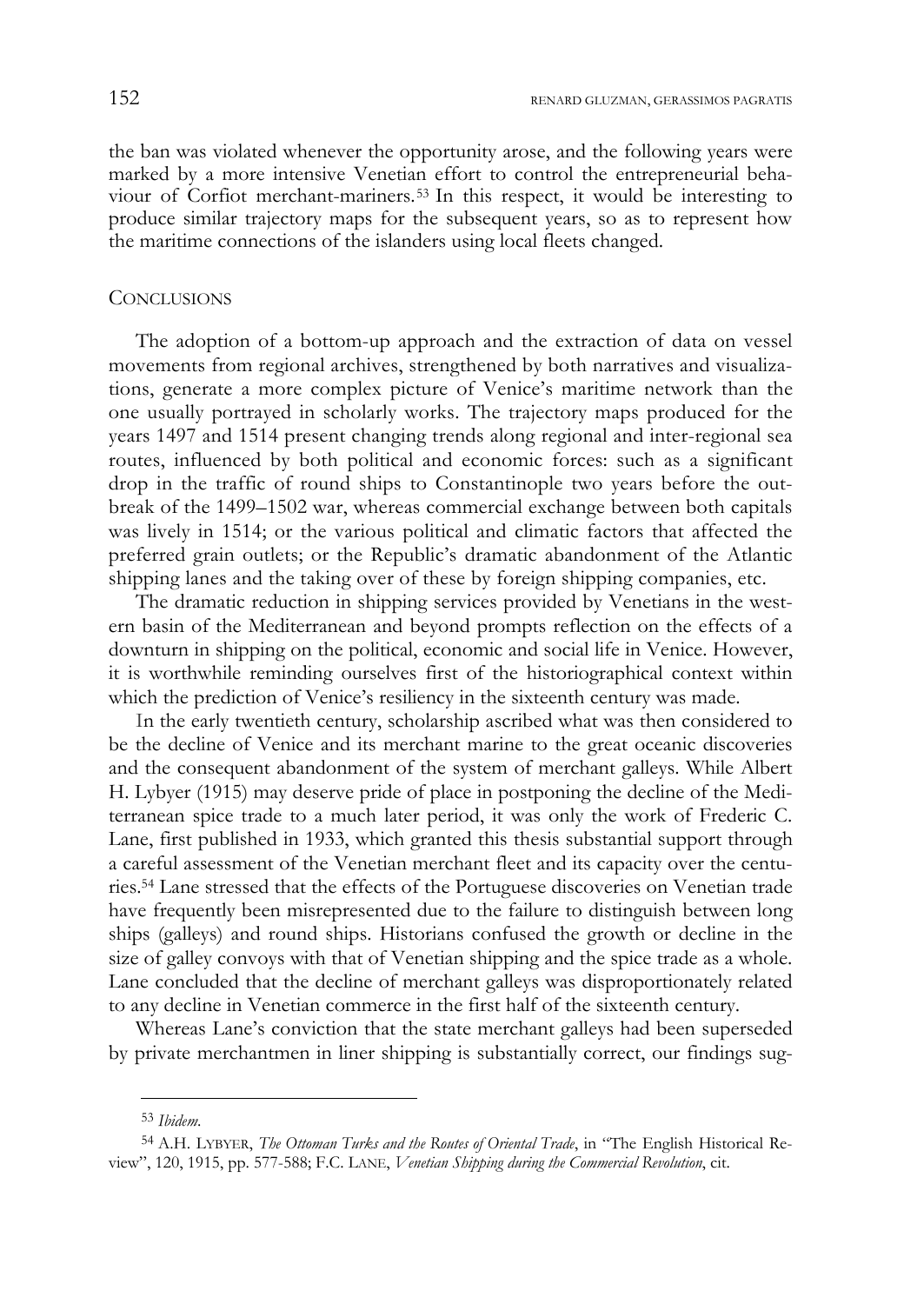the ban was violated whenever the opportunity arose, and the following years were marked by a more intensive Venetian effort to control the entrepreneurial behaviour of Corfiot merchant-mariners.[53] In this respect, it would be interesting to produce similar trajectory maps for the subsequent years, so as to represent how the maritime connections of the islanders using local fleets changed.

## Conclusions

The adoption of a bottom-up approach and the extraction of data on vessel movements from regional archives, strengthened by both narratives and visualizations, generate a more complex picture of Venice's maritime network than the one usually portrayed in scholarly works. The trajectory maps produced for the years 1497 and 1514 present changing trends along regional and inter-regional sea routes, influenced by both political and economic forces: such as a significant drop in the traffic of round ships to Constantinople two years before the outbreak of the 1499–1502 war, whereas commercial exchange between both capitals was lively in 1514; or the various political and climatic factors that affected the preferred grain outlets; or the Republic's dramatic abandonment of the Atlantic shipping lanes and the taking over of these by foreign shipping companies, etc.

The dramatic reduction in shipping services provided by Venetians in the western basin of the Mediterranean and beyond prompts reflection on the effects of a downturn in shipping on the political, economic and social life in Venice. However, it is worthwhile reminding ourselves first of the historiographical context within which the prediction of Venice's resiliency in the sixteenth century was made.

In the early twentieth century, scholarship ascribed what was then considered to be the decline of Venice and its merchant marine to the great oceanic discoveries and the consequent abandonment of the system of merchant galleys. While Albert H. Lybyer (1915) may deserve pride of place in postponing the decline of the Mediterranean spice trade to a much later period, it was only the work of Frederic C. Lane, first published in 1933, which granted this thesis substantial support through a careful assessment of the Venetian merchant fleet and its capacity over the centuries.[54] Lane stressed that the effects of the Portuguese discoveries on Venetian trade have frequently been misrepresented due to the failure to distinguish between long ships (galleys) and round ships. Historians confused the growth or decline in the size of galley convoys with that of Venetian shipping and the spice trade as a whole. Lane concluded that the decline of merchant galleys was disproportionately related to any decline in Venetian commerce in the first half of the sixteenth century.

Whereas Lane's conviction that the state merchant galleys had been superseded by private merchantmen in liner shipping is substantially correct, our findings sug-

---

[53] *Ibidem*.

[54] A.H. Lybyer, *The Ottoman Turks and the Routes of Oriental Trade*, in "The English Historical Review", 120, 1915, pp. 577-588; F.C. Lane, *Venetian Shipping during the Commercial Revolution*, cit.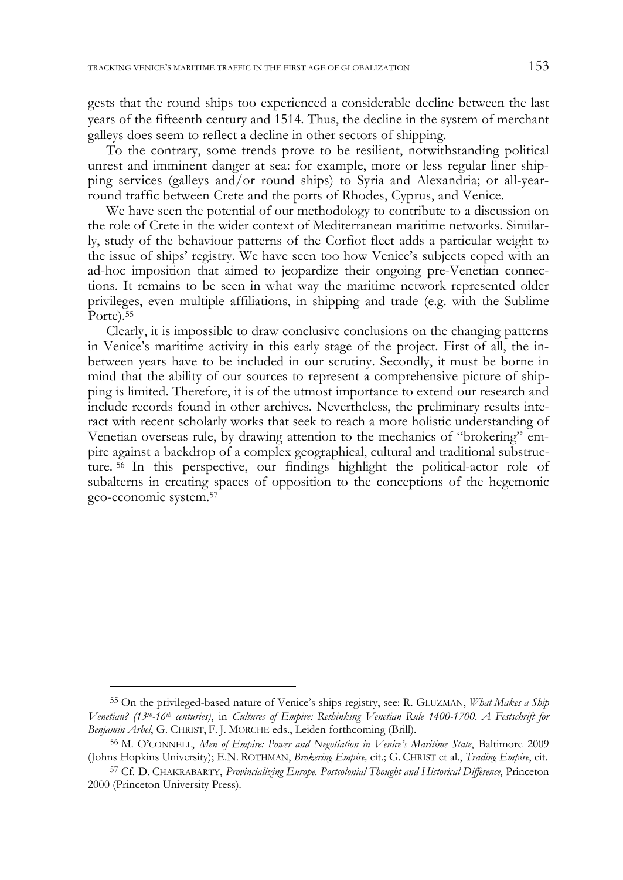gests that the round ships too experienced a considerable decline between the last years of the fifteenth century and 1514. Thus, the decline in the system of merchant galleys does seem to reflect a decline in other sectors of shipping.

To the contrary, some trends prove to be resilient, notwithstanding political unrest and imminent danger at sea: for example, more or less regular liner shipping services (galleys and/or round ships) to Syria and Alexandria; or all-year-round traffic between Crete and the ports of Rhodes, Cyprus, and Venice.

We have seen the potential of our methodology to contribute to a discussion on the role of Crete in the wider context of Mediterranean maritime networks. Similarly, study of the behaviour patterns of the Corfiot fleet adds a particular weight to the issue of ships' registry. We have seen too how Venice's subjects coped with an ad-hoc imposition that aimed to jeopardize their ongoing pre-Venetian connections. It remains to be seen in what way the maritime network represented older privileges, even multiple affiliations, in shipping and trade (e.g. with the Sublime Porte).[55]

Clearly, it is impossible to draw conclusive conclusions on the changing patterns in Venice's maritime activity in this early stage of the project. First of all, the in-between years have to be included in our scrutiny. Secondly, it must be borne in mind that the ability of our sources to represent a comprehensive picture of shipping is limited. Therefore, it is of the utmost importance to extend our research and include records found in other archives. Nevertheless, the preliminary results interact with recent scholarly works that seek to reach a more holistic understanding of Venetian overseas rule, by drawing attention to the mechanics of "brokering" empire against a backdrop of a complex geographical, cultural and traditional substructure.[56] In this perspective, our findings highlight the political-actor role of subalterns in creating spaces of opposition to the conceptions of the hegemonic geo-economic system.[57]

---

[55] On the privileged-based nature of Venice's ships registry, see: R. GLUZMAN, *What Makes a Ship Venetian? (13th-16th centuries)*, in *Cultures of Empire: Rethinking Venetian Rule 1400-1700. A Festschrift for Benjamin Arbel*, G. CHRIST, F. J. MORCHE eds., Leiden forthcoming (Brill).

[56] M. O'CONNELL, *Men of Empire: Power and Negotiation in Venice's Maritime State*, Baltimore 2009 (Johns Hopkins University); E.N. ROTHMAN, *Brokering Empire,* cit.; G. CHRIST et al., *Trading Empire*, cit.

[57] Cf. D. CHAKRABARTY, *Provincializing Europe. Postcolonial Thought and Historical Difference*, Princeton 2000 (Princeton University Press).